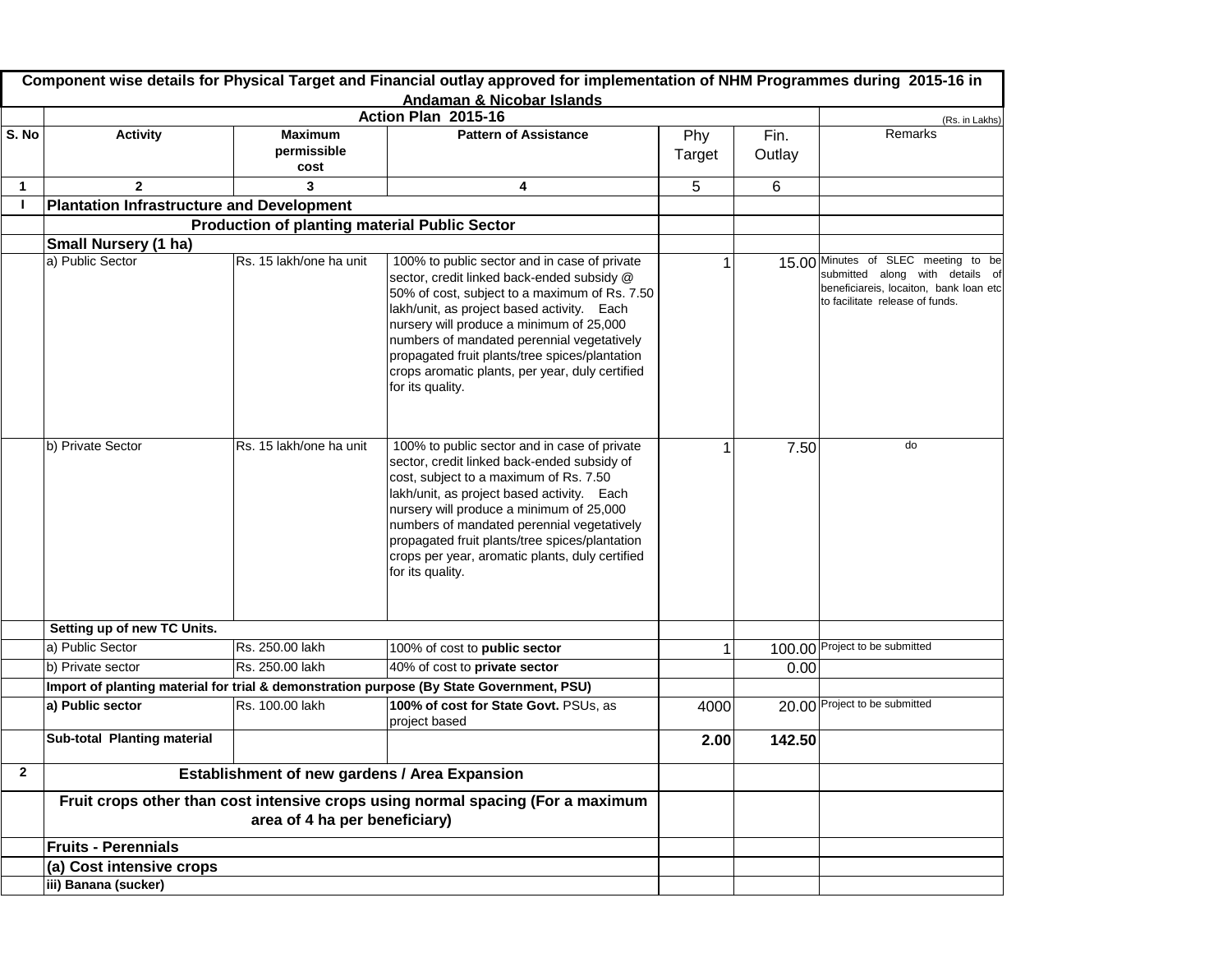| Component wise details for Physical Target and Financial outlay approved for implementation of NHM Programmes during 2015-16 in Andaman & Nicobar Islands | | | | | | |
|---|---|---|---|---|---|---|
| | Action Plan 2015-16 | | | | | (Rs. in Lakhs) |
| **S. No** | **Activity** | **Maximum permissible cost** | **Pattern of Assistance** | Phy Target | Fin. Outlay | Remarks |
| **1** | **2** | **3** | **4** | 5 | 6 | |
| **I** | **Plantation Infrastructure and Development** | | | | | |
| | **Production of planting material Public Sector** | | | | | |
| | **Small Nursery (1 ha)** | | | | | |
| | a) Public Sector | Rs. 15 lakh/one ha unit | 100% to public sector and in case of private sector, credit linked back-ended subsidy @ 50% of cost, subject to a maximum of Rs. 7.50 lakh/unit, as project based activity. Each nursery will produce a minimum of 25,000 numbers of mandated perennial vegetatively propagated fruit plants/tree spices/plantation crops aromatic plants, per year, duly certified for its quality. | 1 | 15.00 | Minutes of SLEC meeting to be submitted along with details of beneficiareis, locaiton, bank loan etc to facilitate release of funds. |
| | b) Private Sector | Rs. 15 lakh/one ha unit | 100% to public sector and in case of private sector, credit linked back-ended subsidy of cost, subject to a maximum of Rs. 7.50 lakh/unit, as project based activity. Each nursery will produce a minimum of 25,000 numbers of mandated perennial vegetatively propagated fruit plants/tree spices/plantation crops per year, aromatic plants, duly certified for its quality. | 1 | 7.50 | do |
| | **Setting up of new TC Units.** | | | | | |
| | a) Public Sector | Rs. 250.00 lakh | 100% of cost to **public sector** | 1 | 100.00 | Project to be submitted |
| | b) Private sector | Rs. 250.00 lakh | 40% of cost to **private sector** | | 0.00 | |
| | **Import of planting material for trial & demonstration purpose (By State Government, PSU)** | | | | | |
| | **a) Public sector** | Rs. 100.00 lakh | **100% of cost for State Govt.** PSUs, as project based | 4000 | 20.00 | Project to be submitted |
| | **Sub-total Planting material** | | | **2.00** | **142.50** | |
| **2** | **Establishment of new gardens / Area Expansion** | | | | | |
| | **Fruit crops other than cost intensive crops using normal spacing (For a maximum area of 4 ha per beneficiary)** | | | | | |
| | **Fruits - Perennials** | | | | | |
| | **(a) Cost intensive crops** | | | | | |
| | **iii) Banana (sucker)** | | | | | |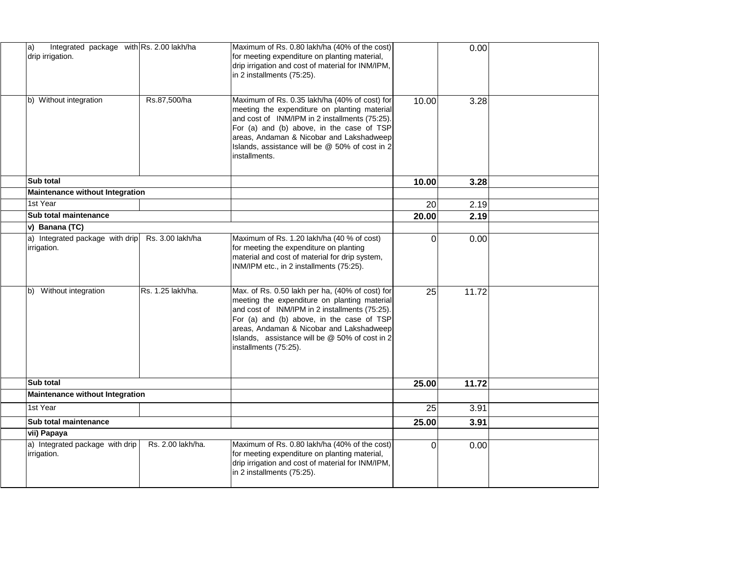| | | | | | | |
|---|---|---|---|---|---|---|
| | a) Integrated package with drip irrigation. | Rs. 2.00 lakh/ha | Maximum of Rs. 0.80 lakh/ha (40% of the cost) for meeting expenditure on planting material, drip irrigation and cost of material for INM/IPM, in 2 installments (75:25). | | 0.00 | |
| | b) Without integration | Rs.87,500/ha | Maximum of Rs. 0.35 lakh/ha (40% of cost) for meeting the expenditure on planting material and cost of INM/IPM in 2 installments (75:25). For (a) and (b) above, in the case of TSP areas, Andaman & Nicobar and Lakshadweep Islands, assistance will be @ 50% of cost in 2 installments. | 10.00 | 3.28 | |
| | **Sub total** | | | **10.00** | **3.28** | |
| | **Maintenance without Integration** | | | | | |
| | 1st Year | | | 20 | 2.19 | |
| | **Sub total maintenance** | | | **20.00** | **2.19** | |
| | **v) Banana (TC)** | | | | | |
| | a) Integrated package with drip irrigation. | Rs. 3.00 lakh/ha | Maximum of Rs. 1.20 lakh/ha (40 % of cost) for meeting the expenditure on planting material and cost of material for drip system, INM/IPM etc., in 2 installments (75:25). | 0 | 0.00 | |
| | b) Without integration | Rs. 1.25 lakh/ha. | Max. of Rs. 0.50 lakh per ha, (40% of cost) for meeting the expenditure on planting material and cost of INM/IPM in 2 installments (75:25). For (a) and (b) above, in the case of TSP areas, Andaman & Nicobar and Lakshadweep Islands, assistance will be @ 50% of cost in 2 installments (75:25). | 25 | 11.72 | |
| | **Sub total** | | | **25.00** | **11.72** | |
| | **Maintenance without Integration** | | | | | |
| | 1st Year | | | 25 | 3.91 | |
| | **Sub total maintenance** | | | **25.00** | **3.91** | |
| | **vii) Papaya** | | | | | |
| | a) Integrated package with drip irrigation. | Rs. 2.00 lakh/ha. | Maximum of Rs. 0.80 lakh/ha (40% of the cost) for meeting expenditure on planting material, drip irrigation and cost of material for INM/IPM, in 2 installments (75:25). | 0 | 0.00 | |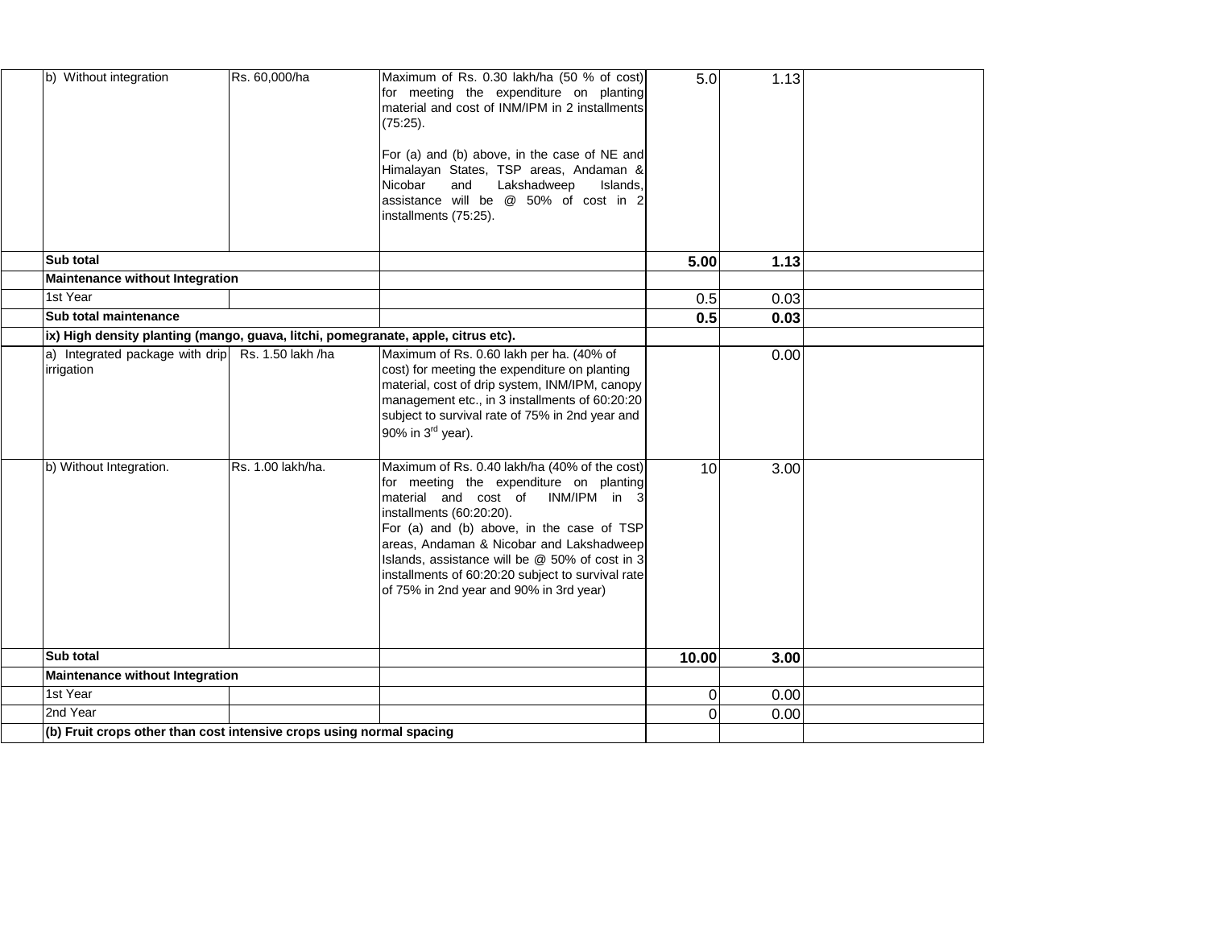| | | | | | | |
|---|---|---|---|---|---|---|
| | b) Without integration | Rs. 60,000/ha | Maximum of Rs. 0.30 lakh/ha (50 % of cost) for meeting the expenditure on planting material and cost of INM/IPM in 2 installments (75:25).<br><br>For (a) and (b) above, in the case of NE and Himalayan States, TSP areas, Andaman & Nicobar and Lakshadweep Islands, assistance will be @ 50% of cost in 2 installments (75:25). | 5.0 | 1.13 | |
| | **Sub total** | | | **5.00** | **1.13** | |
| | **Maintenance without Integration** | | | | | |
| | 1st Year | | | 0.5 | 0.03 | |
| | **Sub total maintenance** | | | **0.5** | **0.03** | |
| | **ix) High density planting (mango, guava, litchi, pomegranate, apple, citrus etc).** | | | | | |
| | a) Integrated package with drip irrigation | Rs. 1.50 lakh /ha | Maximum of Rs. 0.60 lakh per ha. (40% of cost) for meeting the expenditure on planting material, cost of drip system, INM/IPM, canopy management etc., in 3 installments of 60:20:20 subject to survival rate of 75% in 2nd year and 90% in 3rd year). | | 0.00 | |
| | b) Without Integration. | Rs. 1.00 lakh/ha. | Maximum of Rs. 0.40 lakh/ha (40% of the cost) for meeting the expenditure on planting material and cost of INM/IPM in 3 installments (60:20:20).<br>For (a) and (b) above, in the case of TSP areas, Andaman & Nicobar and Lakshadweep Islands, assistance will be @ 50% of cost in 3 installments of 60:20:20 subject to survival rate of 75% in 2nd year and 90% in 3rd year) | 10 | 3.00 | |
| | **Sub total** | | | **10.00** | **3.00** | |
| | **Maintenance without Integration** | | | | | |
| | 1st Year | | | 0 | 0.00 | |
| | 2nd Year | | | 0 | 0.00 | |
| | **(b) Fruit crops other than cost intensive crops using normal spacing** | | | | | |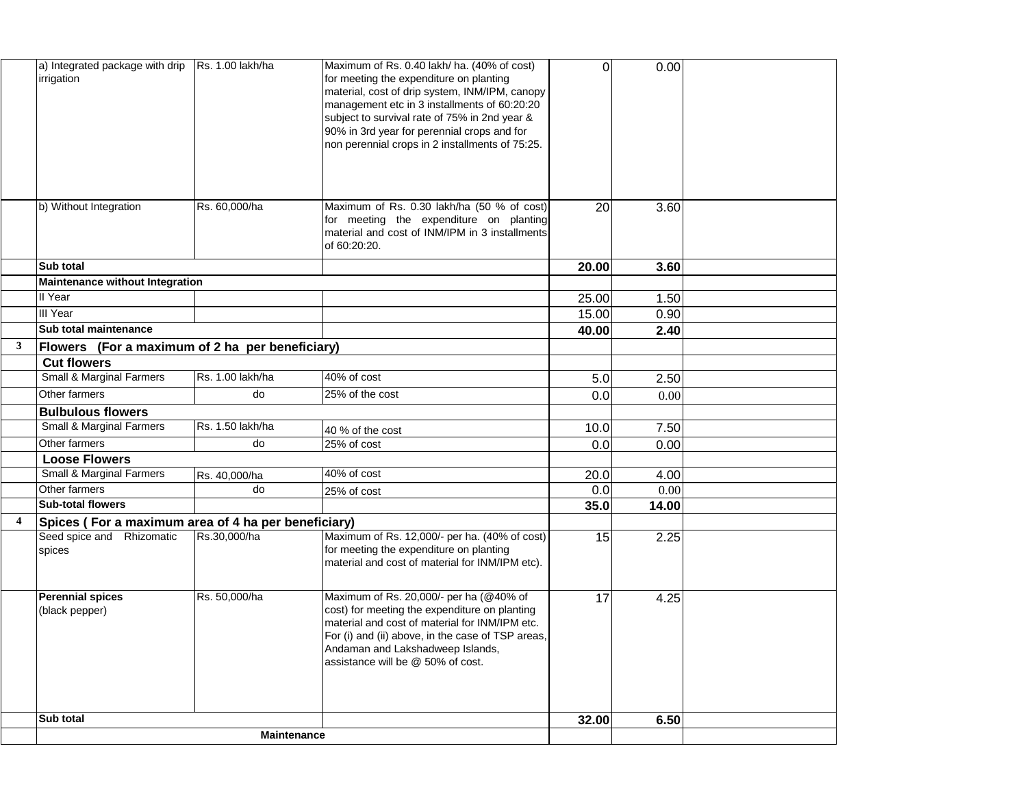| | | | | | | |
|---|---|---|---|---|---|---|
| | a) Integrated package with drip irrigation | Rs. 1.00 lakh/ha | Maximum of Rs. 0.40 lakh/ ha. (40% of cost) for meeting the expenditure on planting material, cost of drip system, INM/IPM, canopy management etc in 3 installments of 60:20:20 subject to survival rate of 75% in 2nd year & 90% in 3rd year for perennial crops and for non perennial crops in 2 installments of 75:25. | 0 | 0.00 | |
| | b) Without Integration | Rs. 60,000/ha | Maximum of Rs. 0.30 lakh/ha (50 % of cost) for meeting the expenditure on planting material and cost of INM/IPM in 3 installments of 60:20:20. | 20 | 3.60 | |
| | **Sub total** | | | **20.00** | **3.60** | |
| | **Maintenance without Integration** | | | | | |
| | II Year | | | 25.00 | 1.50 | |
| | III Year | | | 15.00 | 0.90 | |
| | **Sub total maintenance** | | | **40.00** | **2.40** | |
| **3** | **Flowers (For a maximum of 2 ha per beneficiary)** | | | | | |
| | **Cut flowers** | | | | | |
| | Small & Marginal Farmers | Rs. 1.00 lakh/ha | 40% of cost | 5.0 | 2.50 | |
| | Other farmers | do | 25% of the cost | 0.0 | 0.00 | |
| | **Bulbulous flowers** | | | | | |
| | Small & Marginal Farmers | Rs. 1.50 lakh/ha | 40 % of the cost | 10.0 | 7.50 | |
| | Other farmers | do | 25% of cost | 0.0 | 0.00 | |
| | **Loose Flowers** | | | | | |
| | Small & Marginal Farmers | Rs. 40,000/ha | 40% of cost | 20.0 | 4.00 | |
| | Other farmers | do | 25% of cost | 0.0 | 0.00 | |
| | **Sub-total flowers** | | | **35.0** | **14.00** | |
| **4** | **Spices ( For a maximum area of 4 ha per beneficiary)** | | | | | |
| | Seed spice and Rhizomatic spices | Rs.30,000/ha | Maximum of Rs. 12,000/- per ha. (40% of cost) for meeting the expenditure on planting material and cost of material for INM/IPM etc). | 15 | 2.25 | |
| | **Perennial spices** (black pepper) | Rs. 50,000/ha | Maximum of Rs. 20,000/- per ha (@40% of cost) for meeting the expenditure on planting material and cost of material for INM/IPM etc. For (i) and (ii) above, in the case of TSP areas, Andaman and Lakshadweep Islands, assistance will be @ 50% of cost. | 17 | 4.25 | |
| | **Sub total** | | | **32.00** | **6.50** | |
| | **Maintenance** | | | | | |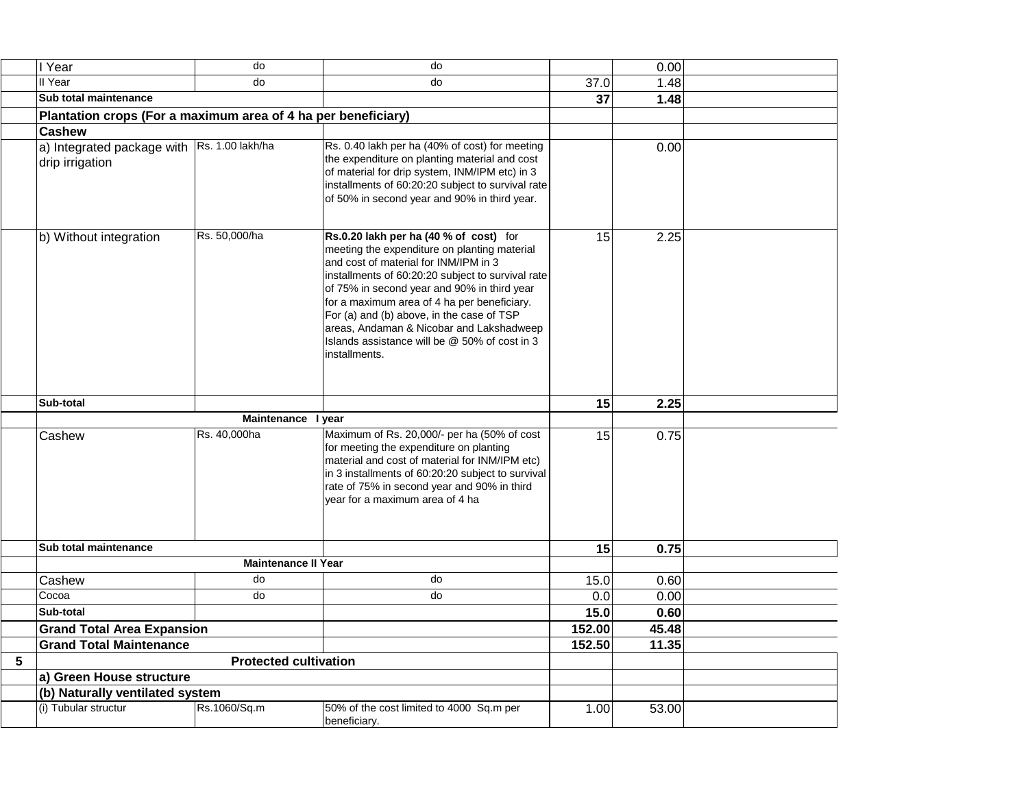| | | | | | | |
|---|---|---|---|---|---|---|
| | I Year | do | do | | 0.00 | |
| | II Year | do | do | 37.0 | 1.48 | |
| | **Sub total maintenance** | | | **37** | **1.48** | |
| | **Plantation crops (For a maximum area of 4 ha per beneficiary)** | | | | | |
| | **Cashew** | | | | | |
| | a) Integrated package with drip irrigation | Rs. 1.00 lakh/ha | Rs. 0.40 lakh per ha (40% of cost) for meeting the expenditure on planting material and cost of material for drip system, INM/IPM etc) in 3 installments of 60:20:20 subject to survival rate of 50% in second year and 90% in third year. | | 0.00 | |
| | b) Without integration | Rs. 50,000/ha | **Rs.0.20 lakh per ha (40 % of cost)** for meeting the expenditure on planting material and cost of material for INM/IPM in 3 installments of 60:20:20 subject to survival rate of 75% in second year and 90% in third year for a maximum area of 4 ha per beneficiary. For (a) and (b) above, in the case of TSP areas, Andaman & Nicobar and Lakshadweep Islands assistance will be @ 50% of cost in 3 installments. | 15 | 2.25 | |
| | **Sub-total** | | | **15** | **2.25** | |
| | **Maintenance I year** | | | | | |
| | Cashew | Rs. 40,000ha | Maximum of Rs. 20,000/- per ha (50% of cost for meeting the expenditure on planting material and cost of material for INM/IPM etc) in 3 installments of 60:20:20 subject to survival rate of 75% in second year and 90% in third year for a maximum area of 4 ha | 15 | 0.75 | |
| | **Sub total maintenance** | | | **15** | **0.75** | |
| | **Maintenance II Year** | | | | | |
| | Cashew | do | do | 15.0 | 0.60 | |
| | Cocoa | do | do | 0.0 | 0.00 | |
| | **Sub-total** | | | **15.0** | **0.60** | |
| | **Grand Total Area Expansion** | | | **152.00** | **45.48** | |
| | **Grand Total Maintenance** | | | **152.50** | **11.35** | |
| **5** | **Protected cultivation** | | | | | |
| | **a) Green House structure** | | | | | |
| | **(b) Naturally ventilated system** | | | | | |
| | (i) Tubular structur | Rs.1060/Sq.m | 50% of the cost limited to 4000 Sq.m per beneficiary. | 1.00 | 53.00 | |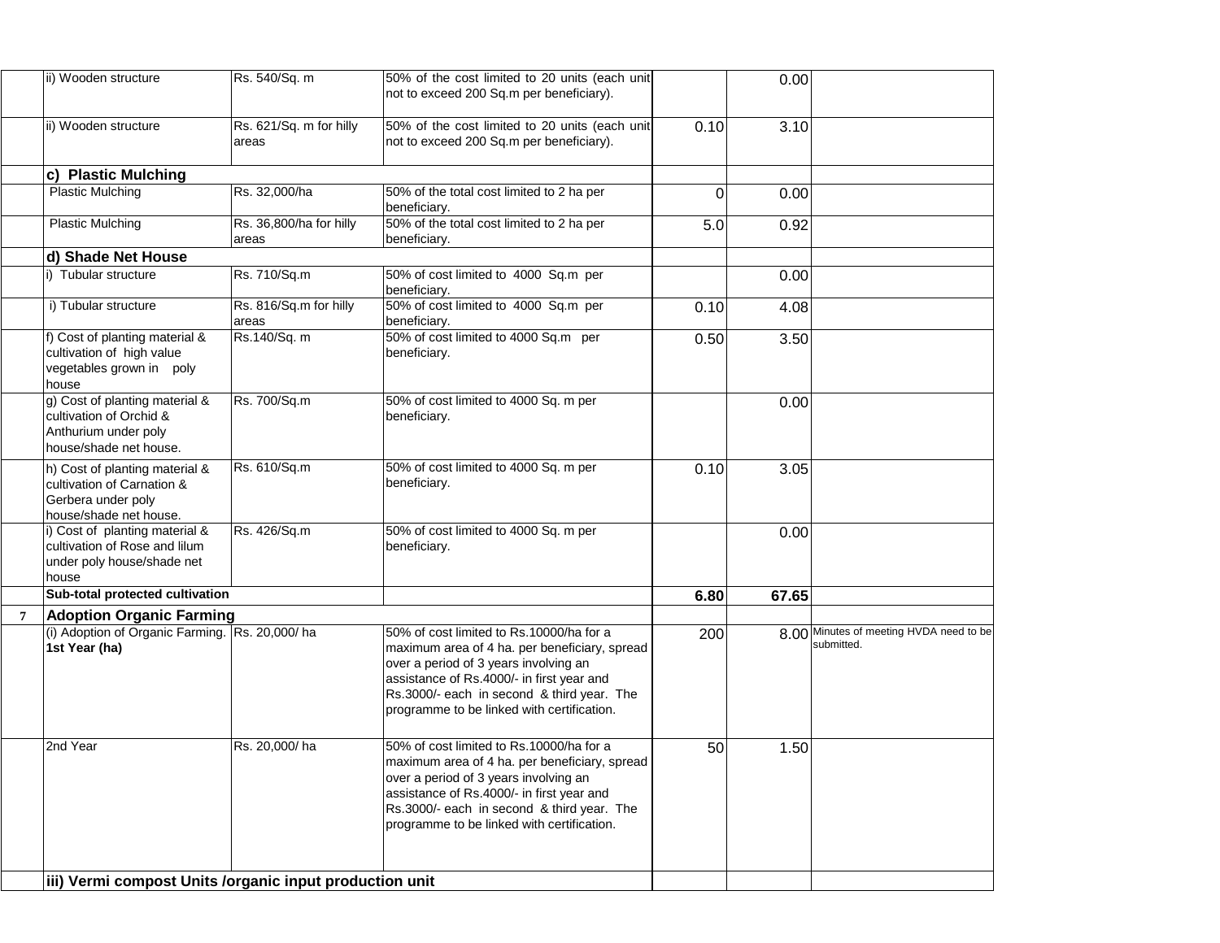| | | | | | | |
|---|---|---|---|---|---|---|
| | ii) Wooden structure | Rs. 540/Sq. m | 50% of the cost limited to 20 units (each unit not to exceed 200 Sq.m per beneficiary). | | 0.00 | |
| | ii) Wooden structure | Rs. 621/Sq. m for hilly areas | 50% of the cost limited to 20 units (each unit not to exceed 200 Sq.m per beneficiary). | 0.10 | 3.10 | |
| | **c) Plastic Mulching** | | | | | |
| | Plastic Mulching | Rs. 32,000/ha | 50% of the total cost limited to 2 ha per beneficiary. | 0 | 0.00 | |
| | Plastic Mulching | Rs. 36,800/ha for hilly areas | 50% of the total cost limited to 2 ha per beneficiary. | 5.0 | 0.92 | |
| | **d) Shade Net House** | | | | | |
| | i) Tubular structure | Rs. 710/Sq.m | 50% of cost limited to 4000 Sq.m per beneficiary. | | 0.00 | |
| | i) Tubular structure | Rs. 816/Sq.m for hilly areas | 50% of cost limited to 4000 Sq.m per beneficiary. | 0.10 | 4.08 | |
| | f) Cost of planting material & cultivation of high value vegetables grown in poly house | Rs.140/Sq. m | 50% of cost limited to 4000 Sq.m per beneficiary. | 0.50 | 3.50 | |
| | g) Cost of planting material & cultivation of Orchid & Anthurium under poly house/shade net house. | Rs. 700/Sq.m | 50% of cost limited to 4000 Sq. m per beneficiary. | | 0.00 | |
| | h) Cost of planting material & cultivation of Carnation & Gerbera under poly house/shade net house. | Rs. 610/Sq.m | 50% of cost limited to 4000 Sq. m per beneficiary. | 0.10 | 3.05 | |
| | i) Cost of planting material & cultivation of Rose and lilum under poly house/shade net house | Rs. 426/Sq.m | 50% of cost limited to 4000 Sq. m per beneficiary. | | 0.00 | |
| | **Sub-total protected cultivation** | | | **6.80** | **67.65** | |
| **7** | **Adoption Organic Farming** | | | | | |
| | (i) Adoption of Organic Farming. **1st Year (ha)** | Rs. 20,000/ ha | 50% of cost limited to Rs.10000/ha for a maximum area of 4 ha. per beneficiary, spread over a period of 3 years involving an assistance of Rs.4000/- in first year and Rs.3000/- each in second & third year. The programme to be linked with certification. | 200 | 8.00 | Minutes of meeting HVDA need to be submitted. |
| | 2nd Year | Rs. 20,000/ ha | 50% of cost limited to Rs.10000/ha for a maximum area of 4 ha. per beneficiary, spread over a period of 3 years involving an assistance of Rs.4000/- in first year and Rs.3000/- each in second & third year. The programme to be linked with certification. | 50 | 1.50 | |
| | **iii) Vermi compost Units /organic input production unit** | | | | | |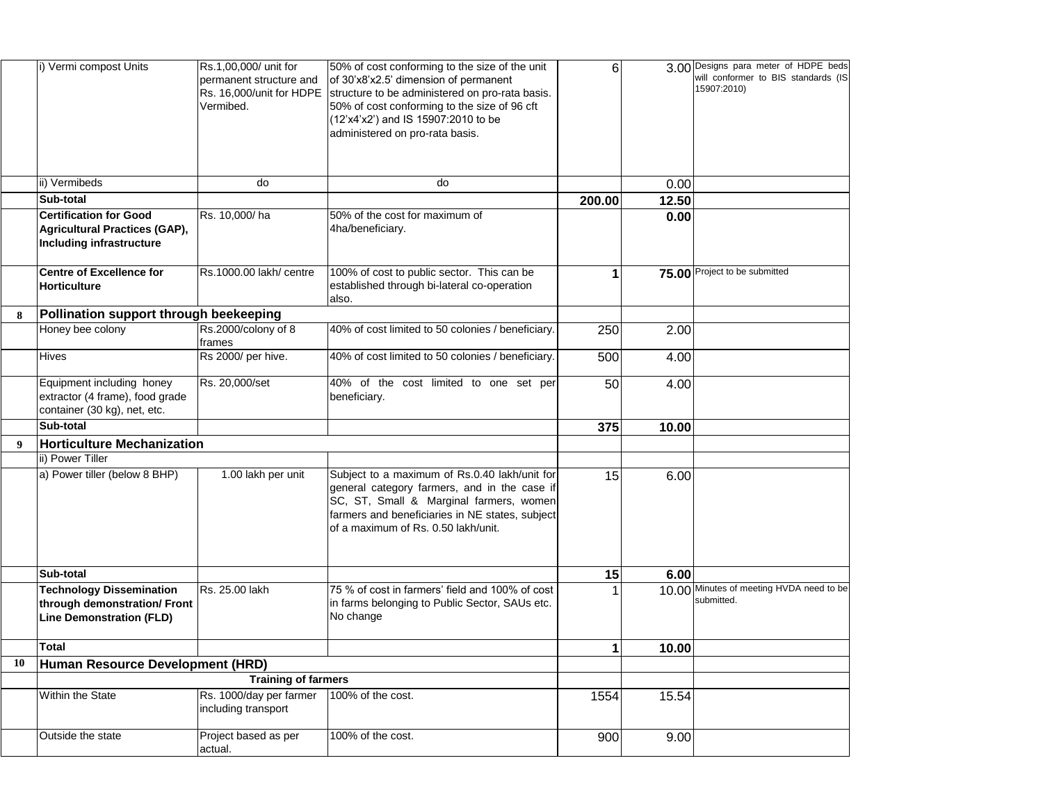| | | | | | | |
|---|---|---|---|---|---|---|
| | i) Vermi compost Units | Rs.1,00,000/ unit for permanent structure and Rs. 16,000/unit for HDPE Vermibed. | 50% of cost conforming to the size of the unit of 30'x8'x2.5' dimension of permanent structure to be administered on pro-rata basis. 50% of cost conforming to the size of 96 cft (12'x4'x2') and IS 15907:2010 to be administered on pro-rata basis. | 6 | 3.00 | Designs para meter of HDPE beds will conformer to BIS standards (IS 15907:2010) |
| | ii) Vermibeds | do | do | | 0.00 | |
| | **Sub-total** | | | **200.00** | **12.50** | |
| | **Certification for Good Agricultural Practices (GAP), Including infrastructure** | Rs. 10,000/ ha | 50% of the cost for maximum of 4ha/beneficiary. | | **0.00** | |
| | **Centre of Excellence for Horticulture** | Rs.1000.00 lakh/ centre | 100% of cost to public sector. This can be established through bi-lateral co-operation also. | **1** | **75.00** | Project to be submitted |
| **8** | **Pollination support through beekeeping** | | | | | |
| | Honey bee colony | Rs.2000/colony of 8 frames | 40% of cost limited to 50 colonies / beneficiary. | 250 | 2.00 | |
| | Hives | Rs 2000/ per hive. | 40% of cost limited to 50 colonies / beneficiary. | 500 | 4.00 | |
| | Equipment including honey extractor (4 frame), food grade container (30 kg), net, etc. | Rs. 20,000/set | 40% of the cost limited to one set per beneficiary. | 50 | 4.00 | |
| | **Sub-total** | | | **375** | **10.00** | |
| **9** | **Horticulture Mechanization** | | | | | |
| | ii) Power Tiller | | | | | |
| | a) Power tiller (below 8 BHP) | 1.00 lakh per unit | Subject to a maximum of Rs.0.40 lakh/unit for general category farmers, and in the case if SC, ST, Small & Marginal farmers, women farmers and beneficiaries in NE states, subject of a maximum of Rs. 0.50 lakh/unit. | 15 | 6.00 | |
| | **Sub-total** | | | **15** | **6.00** | |
| | **Technology Dissemination through demonstration/ Front Line Demonstration (FLD)** | Rs. 25.00 lakh | 75 % of cost in farmers' field and 100% of cost in farms belonging to Public Sector, SAUs etc. No change | 1 | 10.00 | Minutes of meeting HVDA need to be submitted. |
| | **Total** | | | **1** | **10.00** | |
| **10** | **Human Resource Development (HRD)** | | | | | |
| | **Training of farmers** | | | | | |
| | Within the State | Rs. 1000/day per farmer including transport | 100% of the cost. | 1554 | 15.54 | |
| | Outside the state | Project based as per actual. | 100% of the cost. | 900 | 9.00 | |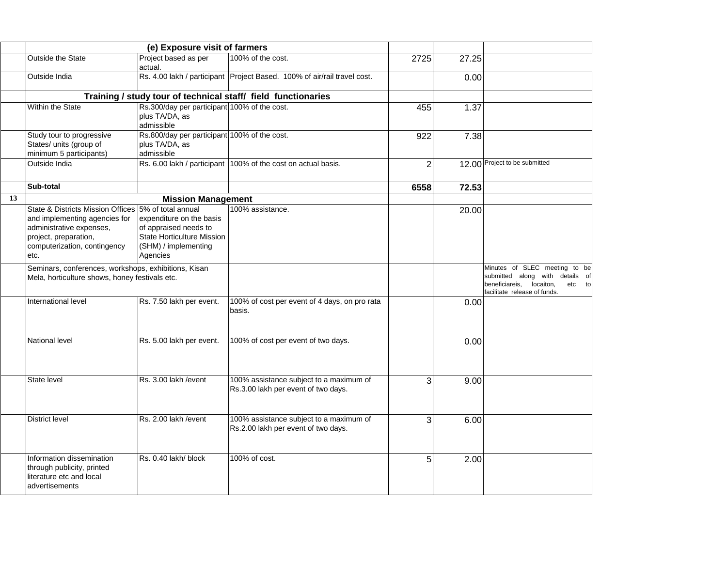| | | | | | | |
|---|---|---|---|---|---|---|
| | **(e) Exposure visit of farmers** | | | | | |
| | Outside the State | Project based as per actual. | 100% of the cost. | 2725 | 27.25 | |
| | Outside India | Rs. 4.00 lakh / participant | Project Based. 100% of air/rail travel cost. | | 0.00 | |
| | **Training / study tour of technical staff/ field functionaries** | | | | | |
| | Within the State | Rs.300/day per participant plus TA/DA, as admissible | 100% of the cost. | 455 | 1.37 | |
| | Study tour to progressive States/ units (group of minimum 5 participants) | Rs.800/day per participant plus TA/DA, as admissible | 100% of the cost. | 922 | 7.38 | |
| | Outside India | Rs. 6.00 lakh / participant | 100% of the cost on actual basis. | 2 | 12.00 | Project to be submitted |
| | **Sub-total** | | | **6558** | **72.53** | |
| **13** | **Mission Management** | | | | | |
| | State & Districts Mission Offices and implementing agencies for administrative expenses, project, preparation, computerization, contingency etc. | 5% of total annual expenditure on the basis of appraised needs to State Horticulture Mission (SHM) / implementing Agencies | 100% assistance. | | 20.00 | |
| | Seminars, conferences, workshops, exhibitions, Kisan Mela, horticulture shows, honey festivals etc. | | | | | Minutes of SLEC meeting to be submitted along with details of beneficiareis, locaiton, etc to facilitate release of funds. |
| | International level | Rs. 7.50 lakh per event. | 100% of cost per event of 4 days, on pro rata basis. | | 0.00 | |
| | National level | Rs. 5.00 lakh per event. | 100% of cost per event of two days. | | 0.00 | |
| | State level | Rs. 3.00 lakh /event | 100% assistance subject to a maximum of Rs.3.00 lakh per event of two days. | 3 | 9.00 | |
| | District level | Rs. 2.00 lakh /event | 100% assistance subject to a maximum of Rs.2.00 lakh per event of two days. | 3 | 6.00 | |
| | Information dissemination through publicity, printed literature etc and local advertisements | Rs. 0.40 lakh/ block | 100% of cost. | 5 | 2.00 | |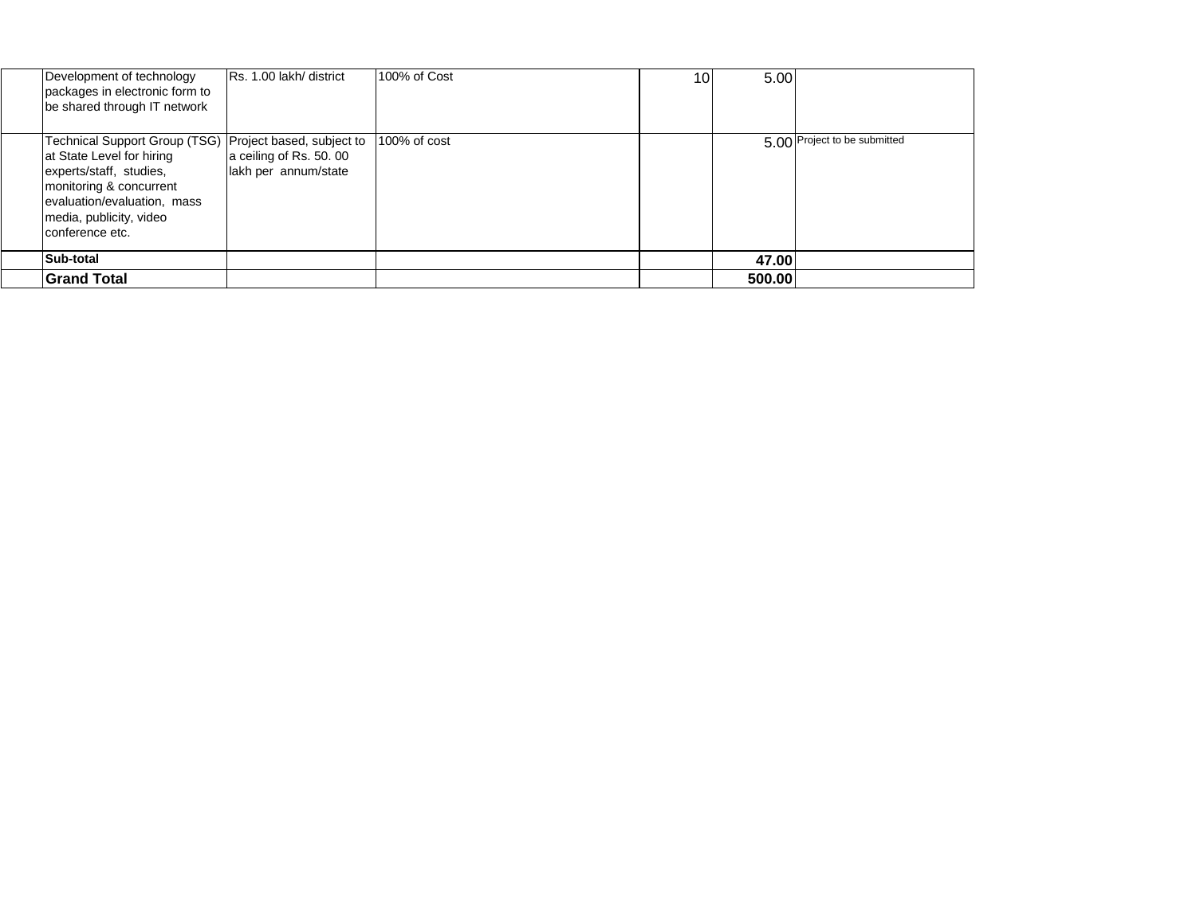| | | | | | | |
|---|---|---|---|---|---|---|
| | Development of technology packages in electronic form to be shared through IT network | Rs. 1.00 lakh/ district | 100% of Cost | 10 | 5.00 | |
| | Technical Support Group (TSG) at State Level for hiring experts/staff, studies, monitoring & concurrent evaluation/evaluation, mass media, publicity, video conference etc. | Project based, subject to a ceiling of Rs. 50. 00 lakh per annum/state | 100% of cost | | 5.00 | Project to be submitted |
| | **Sub-total** | | | | **47.00** | |
| | **Grand Total** | | | | **500.00** | |